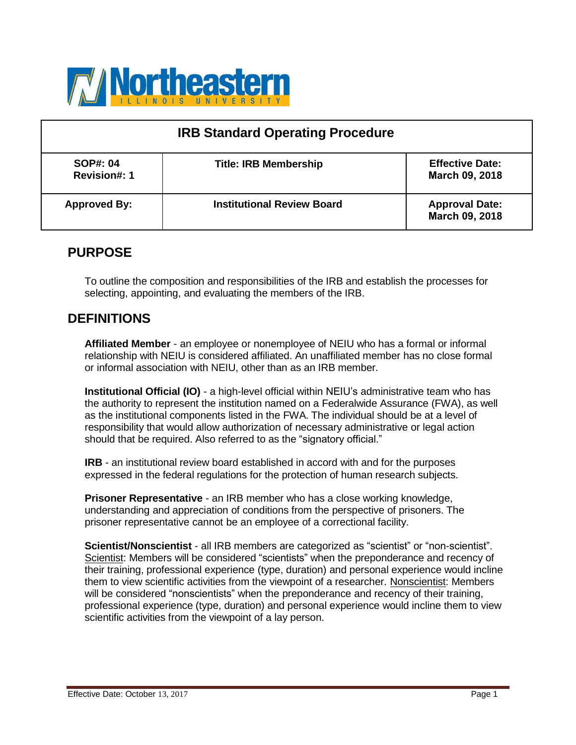| IRB Standard Operating Procedure | | |
|---|---|---|
| **SOP#: 04**<br>**Revision#: 1** | **Title: IRB Membership** | **Effective Date:**<br>**March 09, 2018** |
| **Approved By:** | **Institutional Review Board** | **Approval Date:**<br>**March 09, 2018** |

## PURPOSE

To outline the composition and responsibilities of the IRB and establish the processes for selecting, appointing, and evaluating the members of the IRB.

## DEFINITIONS

**Affiliated Member** - an employee or nonemployee of NEIU who has a formal or informal relationship with NEIU is considered affiliated. An unaffiliated member has no close formal or informal association with NEIU, other than as an IRB member.

**Institutional Official (IO)** - a high-level official within NEIU's administrative team who has the authority to represent the institution named on a Federalwide Assurance (FWA), as well as the institutional components listed in the FWA. The individual should be at a level of responsibility that would allow authorization of necessary administrative or legal action should that be required. Also referred to as the "signatory official."

**IRB** - an institutional review board established in accord with and for the purposes expressed in the federal regulations for the protection of human research subjects.

**Prisoner Representative** - an IRB member who has a close working knowledge, understanding and appreciation of conditions from the perspective of prisoners. The prisoner representative cannot be an employee of a correctional facility.

**Scientist/Nonscientist** - all IRB members are categorized as "scientist" or "non-scientist". Scientist: Members will be considered "scientists" when the preponderance and recency of their training, professional experience (type, duration) and personal experience would incline them to view scientific activities from the viewpoint of a researcher. Nonscientist: Members will be considered "nonscientists" when the preponderance and recency of their training, professional experience (type, duration) and personal experience would incline them to view scientific activities from the viewpoint of a lay person.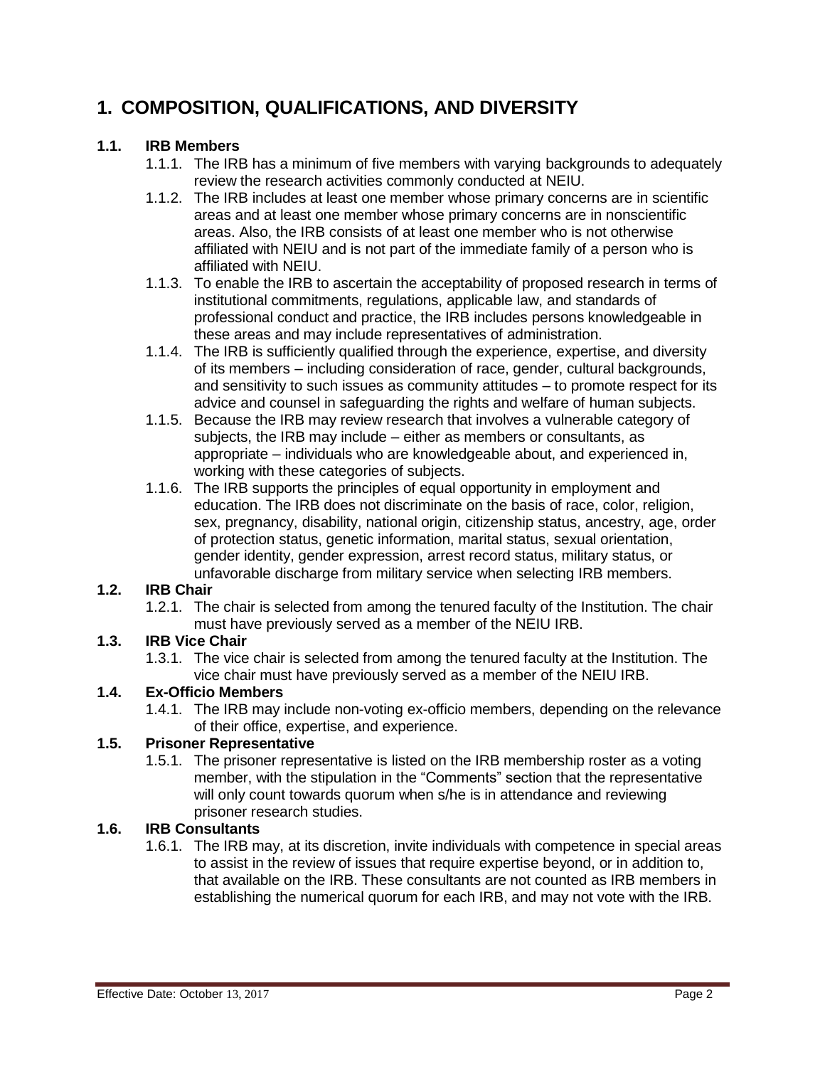# 1. COMPOSITION, QUALIFICATIONS, AND DIVERSITY

## 1.1. IRB Members

1.1.1. The IRB has a minimum of five members with varying backgrounds to adequately review the research activities commonly conducted at NEIU.

1.1.2. The IRB includes at least one member whose primary concerns are in scientific areas and at least one member whose primary concerns are in nonscientific areas. Also, the IRB consists of at least one member who is not otherwise affiliated with NEIU and is not part of the immediate family of a person who is affiliated with NEIU.

1.1.3. To enable the IRB to ascertain the acceptability of proposed research in terms of institutional commitments, regulations, applicable law, and standards of professional conduct and practice, the IRB includes persons knowledgeable in these areas and may include representatives of administration.

1.1.4. The IRB is sufficiently qualified through the experience, expertise, and diversity of its members – including consideration of race, gender, cultural backgrounds, and sensitivity to such issues as community attitudes – to promote respect for its advice and counsel in safeguarding the rights and welfare of human subjects.

1.1.5. Because the IRB may review research that involves a vulnerable category of subjects, the IRB may include – either as members or consultants, as appropriate – individuals who are knowledgeable about, and experienced in, working with these categories of subjects.

1.1.6. The IRB supports the principles of equal opportunity in employment and education. The IRB does not discriminate on the basis of race, color, religion, sex, pregnancy, disability, national origin, citizenship status, ancestry, age, order of protection status, genetic information, marital status, sexual orientation, gender identity, gender expression, arrest record status, military status, or unfavorable discharge from military service when selecting IRB members.

## 1.2. IRB Chair

1.2.1. The chair is selected from among the tenured faculty of the Institution. The chair must have previously served as a member of the NEIU IRB.

## 1.3. IRB Vice Chair

1.3.1. The vice chair is selected from among the tenured faculty at the Institution. The vice chair must have previously served as a member of the NEIU IRB.

## 1.4. Ex-Officio Members

1.4.1. The IRB may include non-voting ex-officio members, depending on the relevance of their office, expertise, and experience.

## 1.5. Prisoner Representative

1.5.1. The prisoner representative is listed on the IRB membership roster as a voting member, with the stipulation in the "Comments" section that the representative will only count towards quorum when s/he is in attendance and reviewing prisoner research studies.

## 1.6. IRB Consultants

1.6.1. The IRB may, at its discretion, invite individuals with competence in special areas to assist in the review of issues that require expertise beyond, or in addition to, that available on the IRB. These consultants are not counted as IRB members in establishing the numerical quorum for each IRB, and may not vote with the IRB.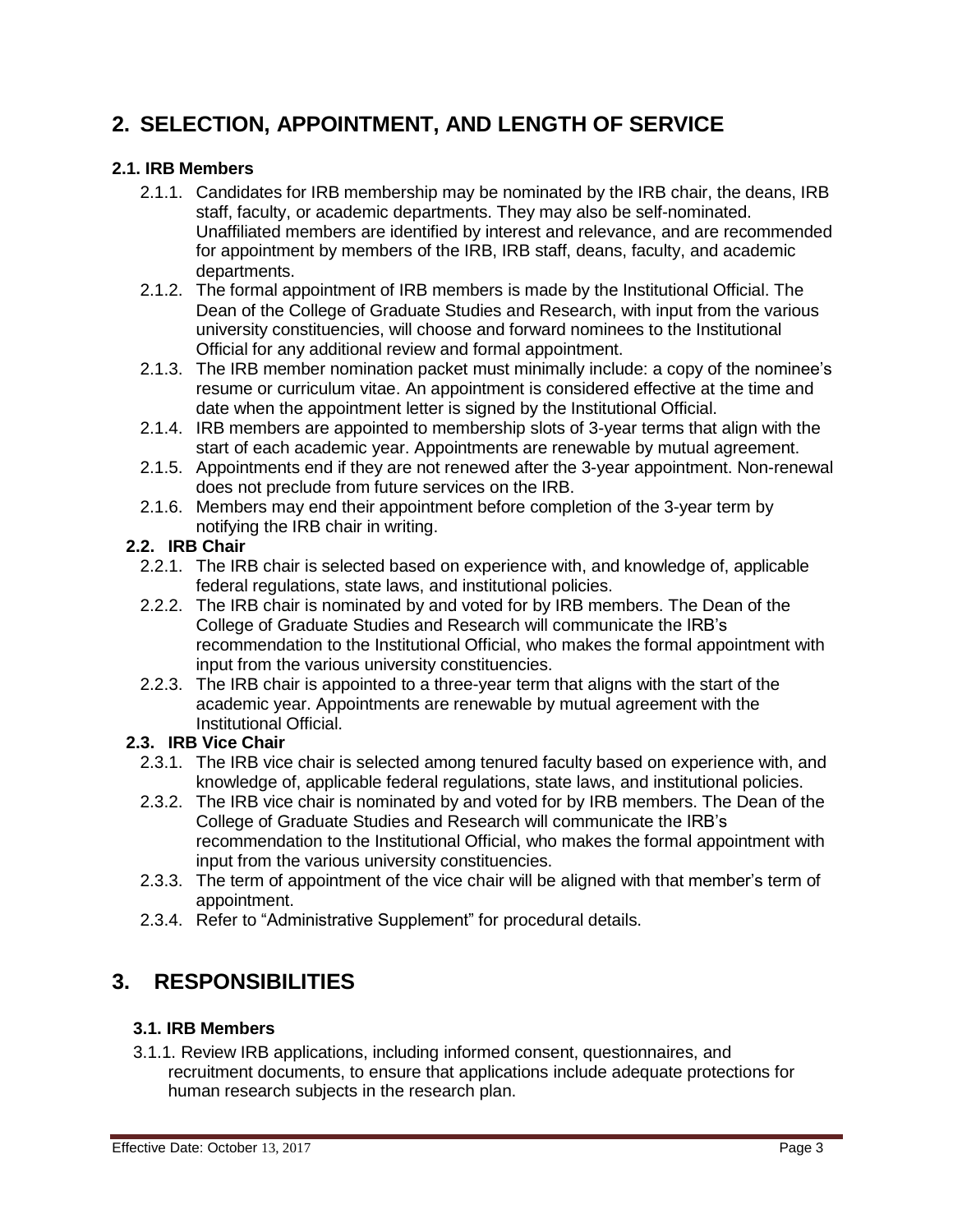# 2. SELECTION, APPOINTMENT, AND LENGTH OF SERVICE

### 2.1. IRB Members

2.1.1. Candidates for IRB membership may be nominated by the IRB chair, the deans, IRB staff, faculty, or academic departments. They may also be self-nominated. Unaffiliated members are identified by interest and relevance, and are recommended for appointment by members of the IRB, IRB staff, deans, faculty, and academic departments.

2.1.2. The formal appointment of IRB members is made by the Institutional Official. The Dean of the College of Graduate Studies and Research, with input from the various university constituencies, will choose and forward nominees to the Institutional Official for any additional review and formal appointment.

2.1.3. The IRB member nomination packet must minimally include: a copy of the nominee's resume or curriculum vitae. An appointment is considered effective at the time and date when the appointment letter is signed by the Institutional Official.

2.1.4. IRB members are appointed to membership slots of 3-year terms that align with the start of each academic year. Appointments are renewable by mutual agreement.

2.1.5. Appointments end if they are not renewed after the 3-year appointment. Non-renewal does not preclude from future services on the IRB.

2.1.6. Members may end their appointment before completion of the 3-year term by notifying the IRB chair in writing.

### 2.2. IRB Chair

2.2.1. The IRB chair is selected based on experience with, and knowledge of, applicable federal regulations, state laws, and institutional policies.

2.2.2. The IRB chair is nominated by and voted for by IRB members. The Dean of the College of Graduate Studies and Research will communicate the IRB's recommendation to the Institutional Official, who makes the formal appointment with input from the various university constituencies.

2.2.3. The IRB chair is appointed to a three-year term that aligns with the start of the academic year. Appointments are renewable by mutual agreement with the Institutional Official.

### 2.3. IRB Vice Chair

2.3.1. The IRB vice chair is selected among tenured faculty based on experience with, and knowledge of, applicable federal regulations, state laws, and institutional policies.

2.3.2. The IRB vice chair is nominated by and voted for by IRB members. The Dean of the College of Graduate Studies and Research will communicate the IRB's recommendation to the Institutional Official, who makes the formal appointment with input from the various university constituencies.

2.3.3. The term of appointment of the vice chair will be aligned with that member's term of appointment.

2.3.4. Refer to "Administrative Supplement" for procedural details.

# 3. RESPONSIBILITIES

### 3.1. IRB Members

3.1.1. Review IRB applications, including informed consent, questionnaires, and recruitment documents, to ensure that applications include adequate protections for human research subjects in the research plan.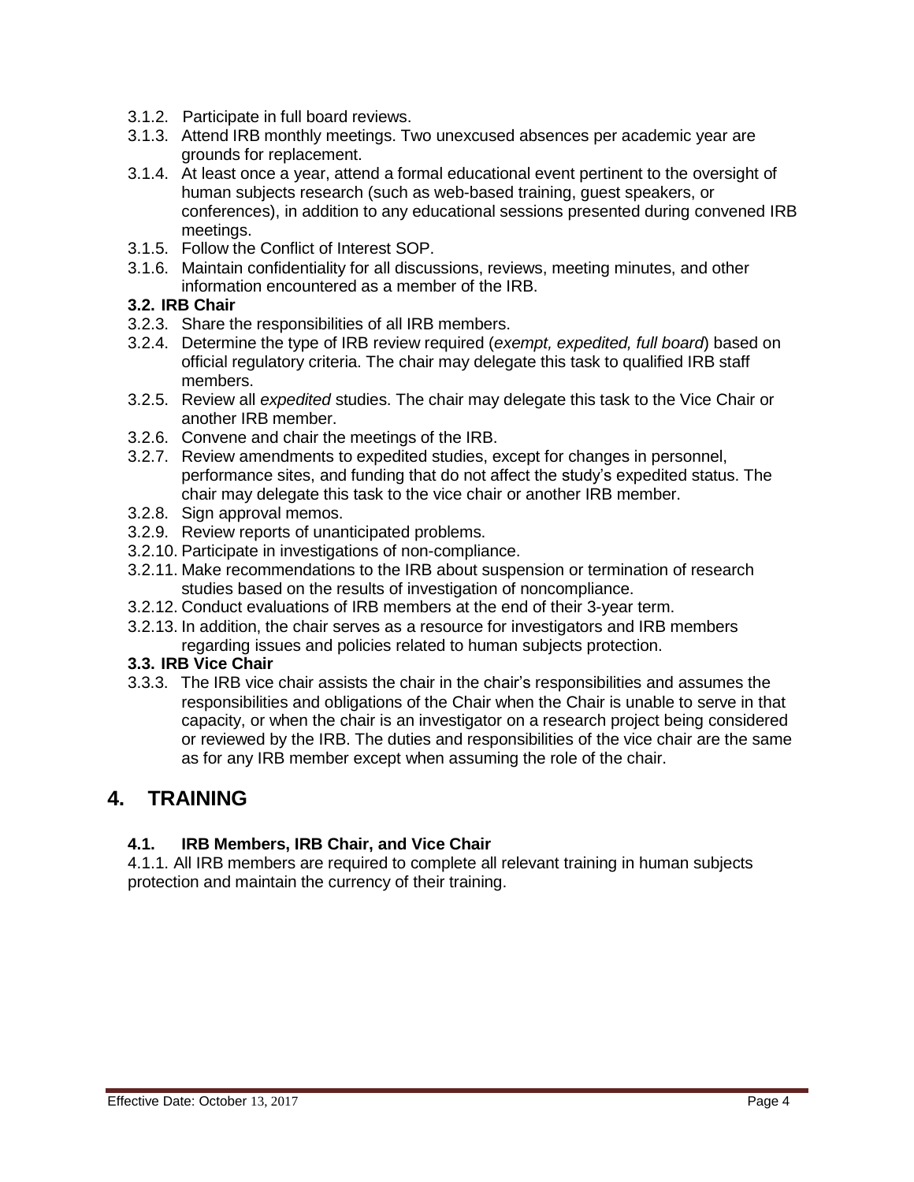3.1.2. Participate in full board reviews.

3.1.3. Attend IRB monthly meetings. Two unexcused absences per academic year are grounds for replacement.

3.1.4. At least once a year, attend a formal educational event pertinent to the oversight of human subjects research (such as web-based training, guest speakers, or conferences), in addition to any educational sessions presented during convened IRB meetings.

3.1.5. Follow the Conflict of Interest SOP.

3.1.6. Maintain confidentiality for all discussions, reviews, meeting minutes, and other information encountered as a member of the IRB.

**3.2. IRB Chair**

3.2.3. Share the responsibilities of all IRB members.

3.2.4. Determine the type of IRB review required (*exempt, expedited, full board*) based on official regulatory criteria. The chair may delegate this task to qualified IRB staff members.

3.2.5. Review all *expedited* studies. The chair may delegate this task to the Vice Chair or another IRB member.

3.2.6. Convene and chair the meetings of the IRB.

3.2.7. Review amendments to expedited studies, except for changes in personnel, performance sites, and funding that do not affect the study's expedited status. The chair may delegate this task to the vice chair or another IRB member.

3.2.8. Sign approval memos.

3.2.9. Review reports of unanticipated problems.

3.2.10. Participate in investigations of non-compliance.

3.2.11. Make recommendations to the IRB about suspension or termination of research studies based on the results of investigation of noncompliance.

3.2.12. Conduct evaluations of IRB members at the end of their 3-year term.

3.2.13. In addition, the chair serves as a resource for investigators and IRB members regarding issues and policies related to human subjects protection.

**3.3. IRB Vice Chair**

3.3.3. The IRB vice chair assists the chair in the chair's responsibilities and assumes the responsibilities and obligations of the Chair when the Chair is unable to serve in that capacity, or when the chair is an investigator on a research project being considered or reviewed by the IRB. The duties and responsibilities of the vice chair are the same as for any IRB member except when assuming the role of the chair.

# 4. TRAINING

### 4.1. IRB Members, IRB Chair, and Vice Chair

4.1.1. All IRB members are required to complete all relevant training in human subjects protection and maintain the currency of their training.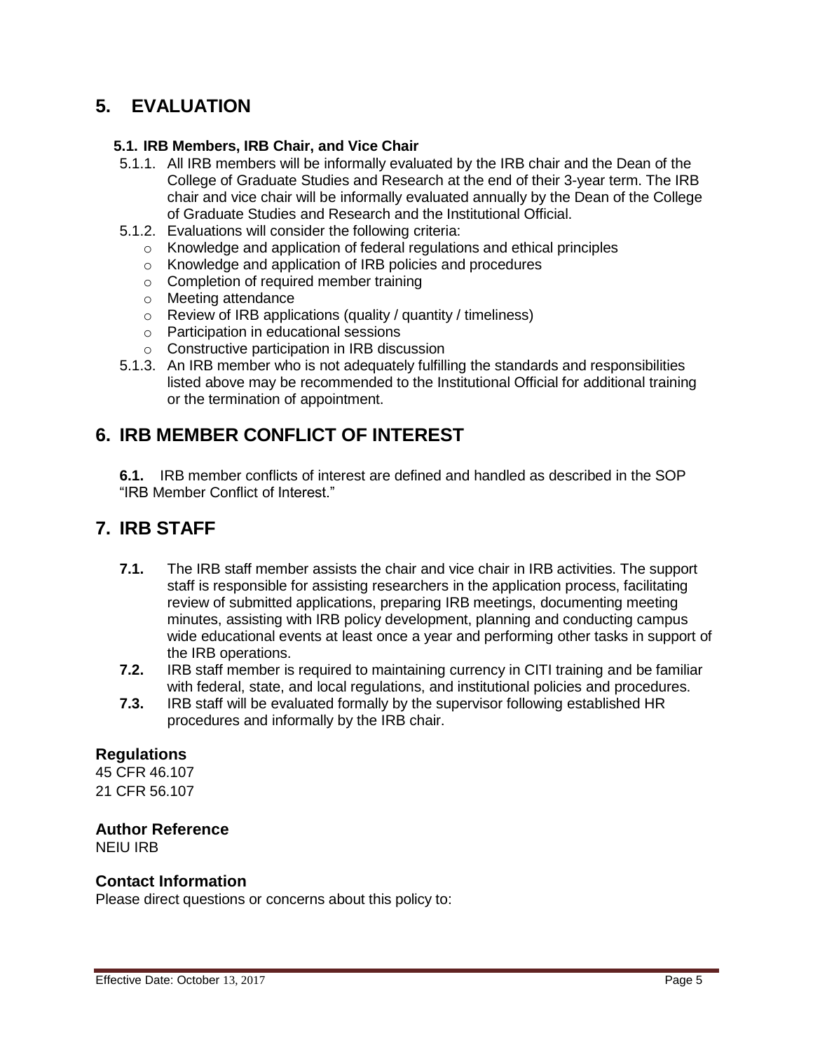# 5. EVALUATION

### 5.1. IRB Members, IRB Chair, and Vice Chair

5.1.1. All IRB members will be informally evaluated by the IRB chair and the Dean of the College of Graduate Studies and Research at the end of their 3-year term. The IRB chair and vice chair will be informally evaluated annually by the Dean of the College of Graduate Studies and Research and the Institutional Official.

5.1.2. Evaluations will consider the following criteria:

- Knowledge and application of federal regulations and ethical principles
- Knowledge and application of IRB policies and procedures
- Completion of required member training
- Meeting attendance
- Review of IRB applications (quality / quantity / timeliness)
- Participation in educational sessions
- Constructive participation in IRB discussion

5.1.3. An IRB member who is not adequately fulfilling the standards and responsibilities listed above may be recommended to the Institutional Official for additional training or the termination of appointment.

# 6. IRB MEMBER CONFLICT OF INTEREST

**6.1.** IRB member conflicts of interest are defined and handled as described in the SOP "IRB Member Conflict of Interest."

# 7. IRB STAFF

**7.1.** The IRB staff member assists the chair and vice chair in IRB activities. The support staff is responsible for assisting researchers in the application process, facilitating review of submitted applications, preparing IRB meetings, documenting meeting minutes, assisting with IRB policy development, planning and conducting campus wide educational events at least once a year and performing other tasks in support of the IRB operations.

**7.2.** IRB staff member is required to maintaining currency in CITI training and be familiar with federal, state, and local regulations, and institutional policies and procedures.

**7.3.** IRB staff will be evaluated formally by the supervisor following established HR procedures and informally by the IRB chair.

## Regulations

45 CFR 46.107
21 CFR 56.107

## Author Reference

NEIU IRB

## Contact Information

Please direct questions or concerns about this policy to: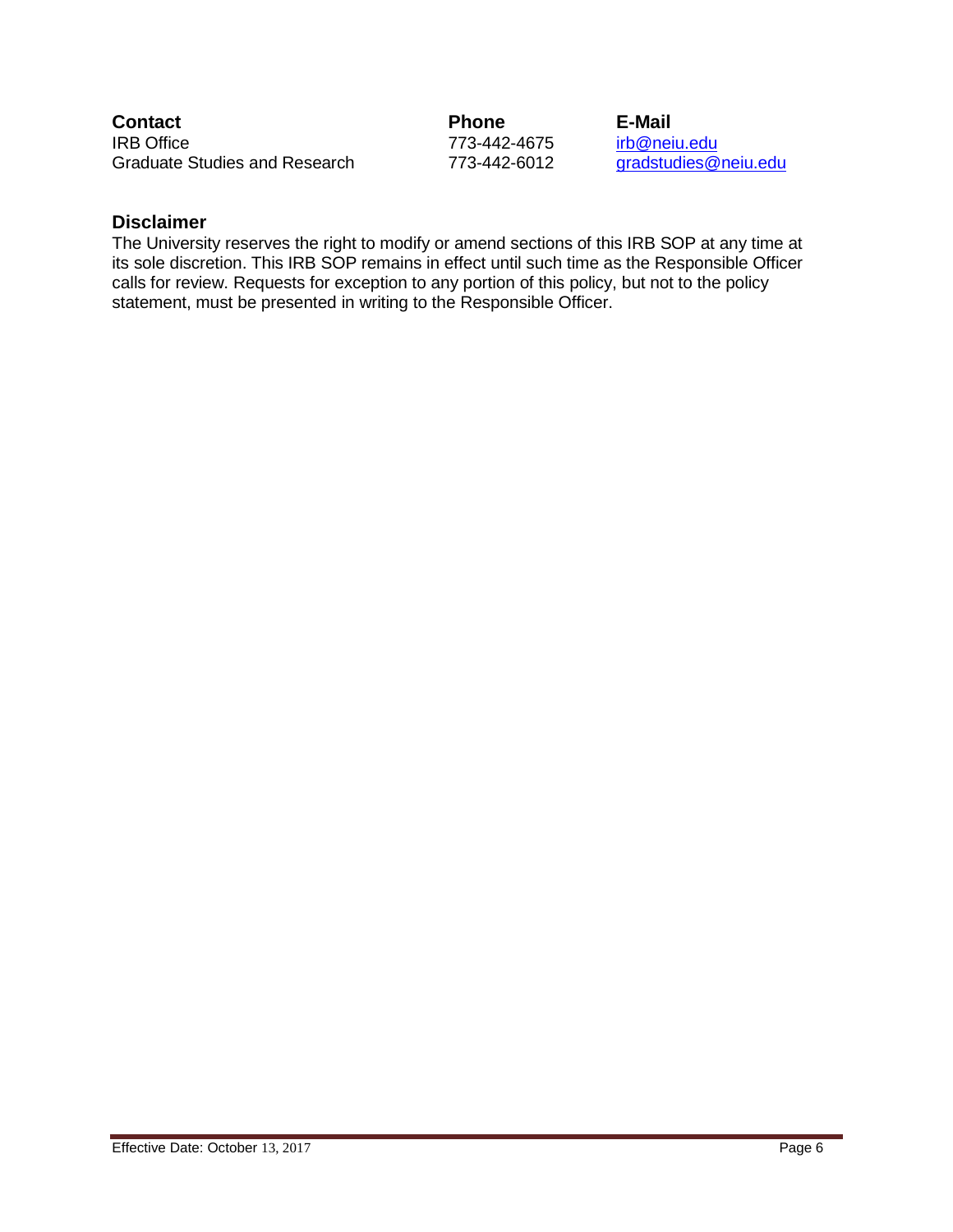| Contact | Phone | E-Mail |
|---|---|---|
| IRB Office | 773-442-4675 | irb@neiu.edu |
| Graduate Studies and Research | 773-442-6012 | gradstudies@neiu.edu |

## Disclaimer

The University reserves the right to modify or amend sections of this IRB SOP at any time at its sole discretion. This IRB SOP remains in effect until such time as the Responsible Officer calls for review. Requests for exception to any portion of this policy, but not to the policy statement, must be presented in writing to the Responsible Officer.